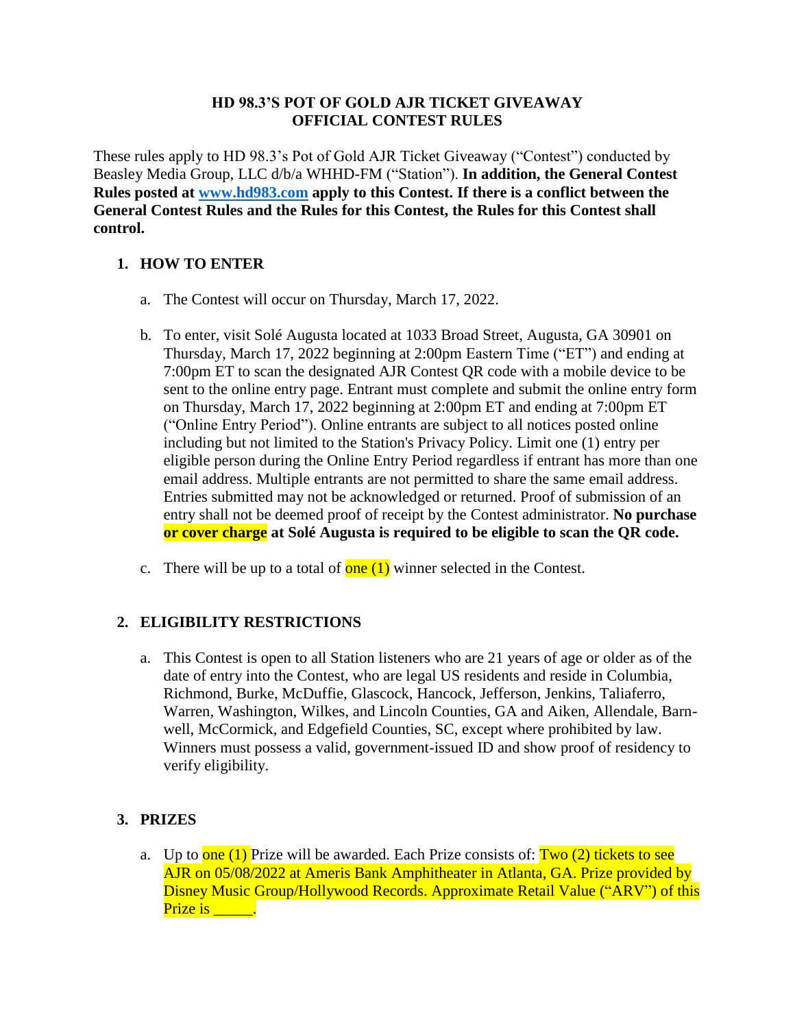**HD 98.3'S POT OF GOLD AJR TICKET GIVEAWAY**
**OFFICIAL CONTEST RULES**

These rules apply to HD 98.3's Pot of Gold AJR Ticket Giveaway ("Contest") conducted by Beasley Media Group, LLC d/b/a WHHD-FM ("Station"). **In addition, the General Contest Rules posted at [www.hd983.com](http://www.hd983.com) apply to this Contest. If there is a conflict between the General Contest Rules and the Rules for this Contest, the Rules for this Contest shall control.**

## 1. HOW TO ENTER

a. The Contest will occur on Thursday, March 17, 2022.

b. To enter, visit Solé Augusta located at 1033 Broad Street, Augusta, GA 30901 on Thursday, March 17, 2022 beginning at 2:00pm Eastern Time ("ET") and ending at 7:00pm ET to scan the designated AJR Contest QR code with a mobile device to be sent to the online entry page. Entrant must complete and submit the online entry form on Thursday, March 17, 2022 beginning at 2:00pm ET and ending at 7:00pm ET ("Online Entry Period"). Online entrants are subject to all notices posted online including but not limited to the Station's Privacy Policy. Limit one (1) entry per eligible person during the Online Entry Period regardless if entrant has more than one email address. Multiple entrants are not permitted to share the same email address. Entries submitted may not be acknowledged or returned. Proof of submission of an entry shall not be deemed proof of receipt by the Contest administrator. **No purchase or cover charge at Solé Augusta is required to be eligible to scan the QR code.**

c. There will be up to a total of one (1) winner selected in the Contest.

## 2. ELIGIBILITY RESTRICTIONS

a. This Contest is open to all Station listeners who are 21 years of age or older as of the date of entry into the Contest, who are legal US residents and reside in Columbia, Richmond, Burke, McDuffie, Glascock, Hancock, Jefferson, Jenkins, Taliaferro, Warren, Washington, Wilkes, and Lincoln Counties, GA and Aiken, Allendale, Barnwell, McCormick, and Edgefield Counties, SC, except where prohibited by law. Winners must possess a valid, government-issued ID and show proof of residency to verify eligibility.

## 3. PRIZES

a. Up to one (1) Prize will be awarded. Each Prize consists of: Two (2) tickets to see AJR on 05/08/2022 at Ameris Bank Amphitheater in Atlanta, GA. Prize provided by Disney Music Group/Hollywood Records. Approximate Retail Value ("ARV") of this Prize is _____.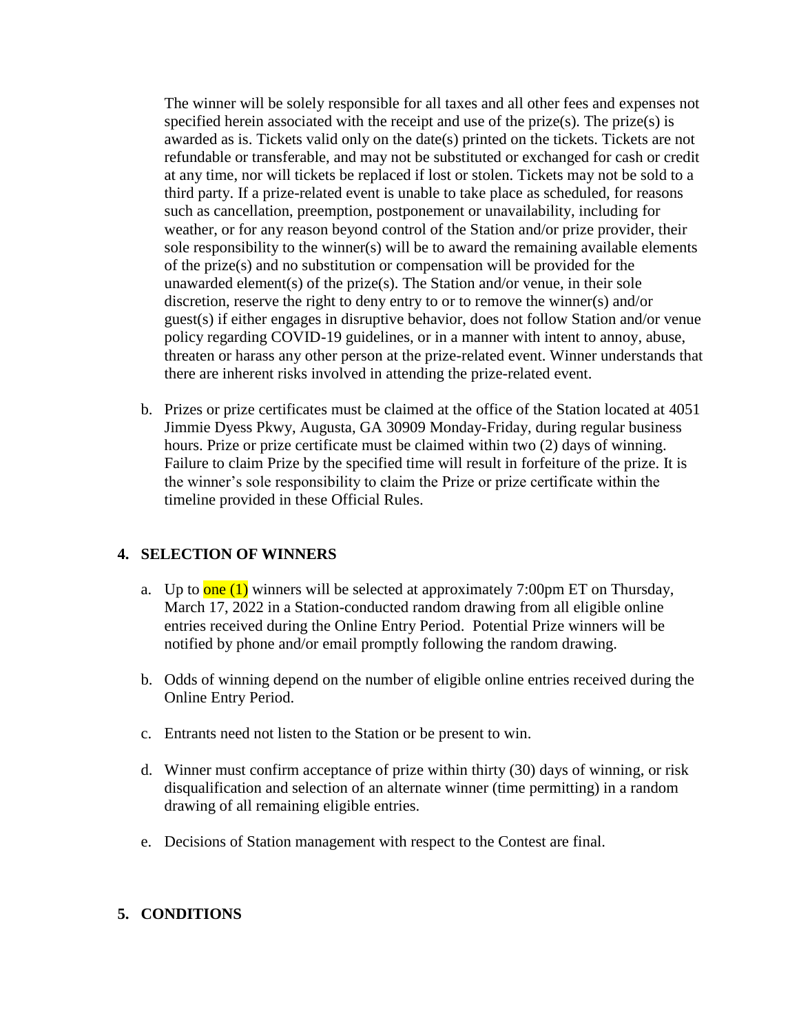The winner will be solely responsible for all taxes and all other fees and expenses not specified herein associated with the receipt and use of the prize(s). The prize(s) is awarded as is. Tickets valid only on the date(s) printed on the tickets. Tickets are not refundable or transferable, and may not be substituted or exchanged for cash or credit at any time, nor will tickets be replaced if lost or stolen. Tickets may not be sold to a third party. If a prize-related event is unable to take place as scheduled, for reasons such as cancellation, preemption, postponement or unavailability, including for weather, or for any reason beyond control of the Station and/or prize provider, their sole responsibility to the winner(s) will be to award the remaining available elements of the prize(s) and no substitution or compensation will be provided for the unawarded element(s) of the prize(s). The Station and/or venue, in their sole discretion, reserve the right to deny entry to or to remove the winner(s) and/or guest(s) if either engages in disruptive behavior, does not follow Station and/or venue policy regarding COVID-19 guidelines, or in a manner with intent to annoy, abuse, threaten or harass any other person at the prize-related event. Winner understands that there are inherent risks involved in attending the prize-related event.

b. Prizes or prize certificates must be claimed at the office of the Station located at 4051 Jimmie Dyess Pkwy, Augusta, GA 30909 Monday-Friday, during regular business hours. Prize or prize certificate must be claimed within two (2) days of winning. Failure to claim Prize by the specified time will result in forfeiture of the prize. It is the winner's sole responsibility to claim the Prize or prize certificate within the timeline provided in these Official Rules.

## 4. SELECTION OF WINNERS

a. Up to one (1) winners will be selected at approximately 7:00pm ET on Thursday, March 17, 2022 in a Station-conducted random drawing from all eligible online entries received during the Online Entry Period. Potential Prize winners will be notified by phone and/or email promptly following the random drawing.

b. Odds of winning depend on the number of eligible online entries received during the Online Entry Period.

c. Entrants need not listen to the Station or be present to win.

d. Winner must confirm acceptance of prize within thirty (30) days of winning, or risk disqualification and selection of an alternate winner (time permitting) in a random drawing of all remaining eligible entries.

e. Decisions of Station management with respect to the Contest are final.

## 5. CONDITIONS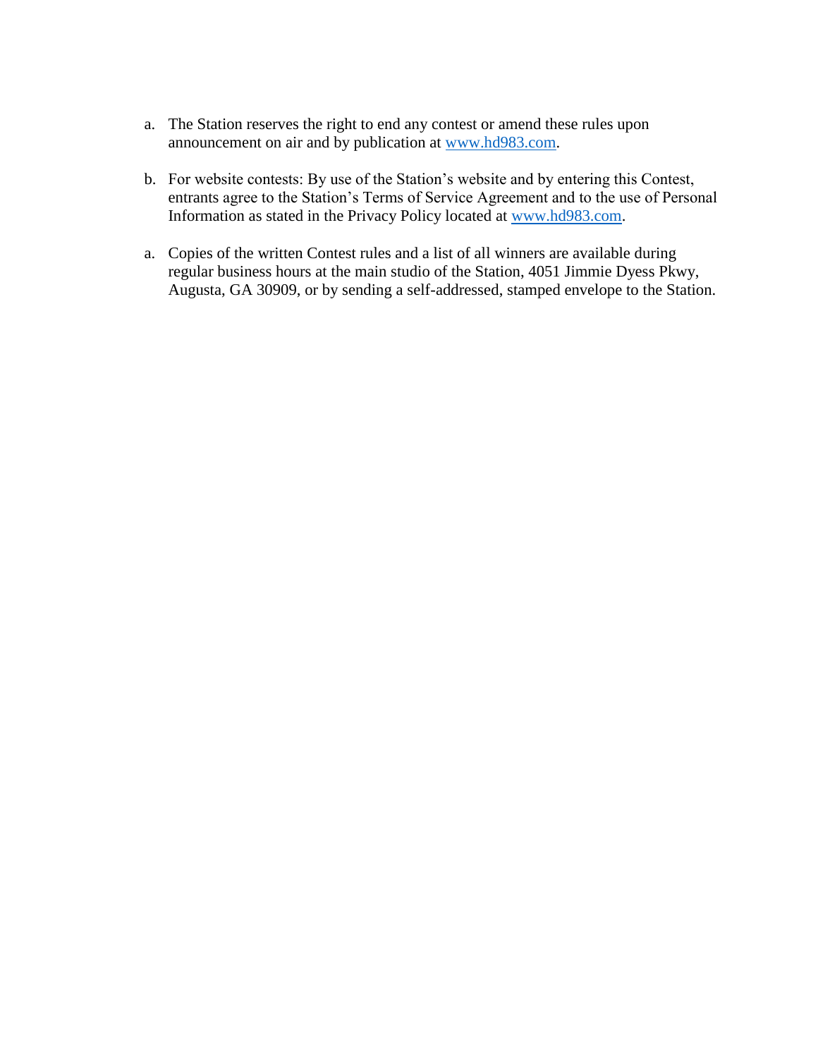a. The Station reserves the right to end any contest or amend these rules upon announcement on air and by publication at www.hd983.com.

b. For website contests: By use of the Station's website and by entering this Contest, entrants agree to the Station's Terms of Service Agreement and to the use of Personal Information as stated in the Privacy Policy located at www.hd983.com.

a. Copies of the written Contest rules and a list of all winners are available during regular business hours at the main studio of the Station, 4051 Jimmie Dyess Pkwy, Augusta, GA 30909, or by sending a self-addressed, stamped envelope to the Station.